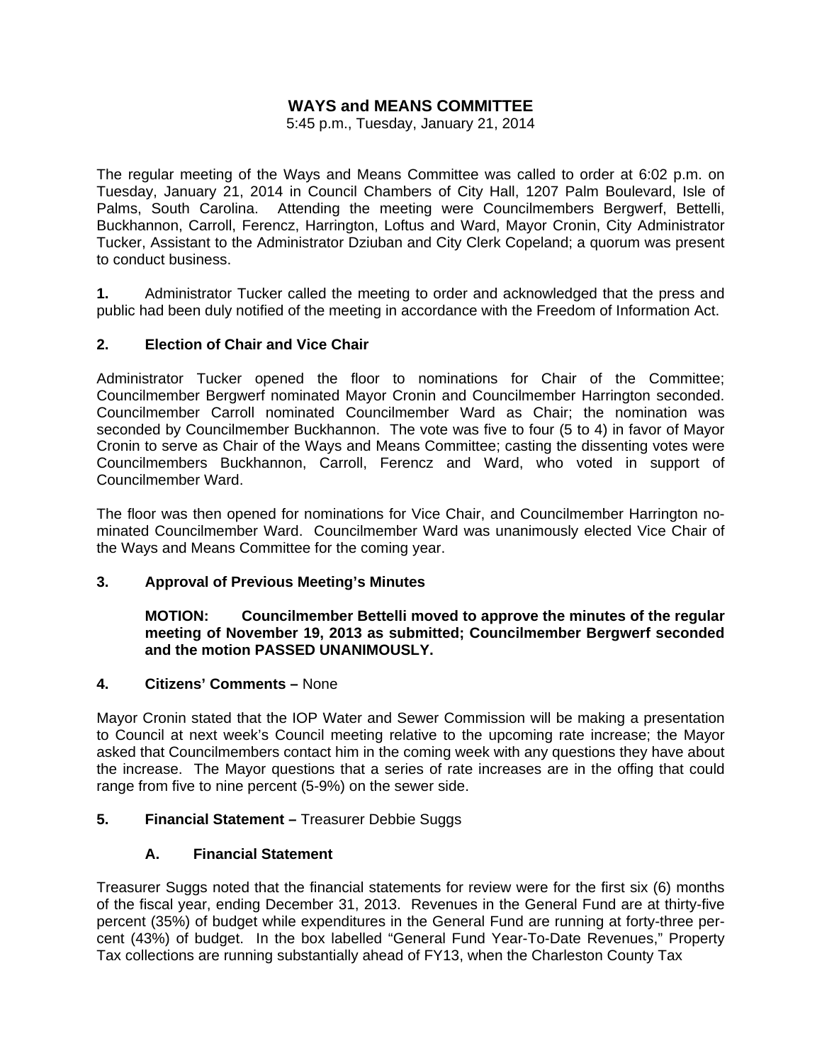# WAYS and MEANS COMMITTEE

5:45 p.m., Tuesday, January 21, 2014

The regular meeting of the Ways and Means Committee was called to order at 6:02 p.m. on Tuesday, January 21, 2014 in Council Chambers of City Hall, 1207 Palm Boulevard, Isle of Palms, South Carolina. Attending the meeting were Councilmembers Bergwerf, Bettelli, Buckhannon, Carroll, Ferencz, Harrington, Loftus and Ward, Mayor Cronin, City Administrator Tucker, Assistant to the Administrator Dziuban and City Clerk Copeland; a quorum was present to conduct business.

**1.** Administrator Tucker called the meeting to order and acknowledged that the press and public had been duly notified of the meeting in accordance with the Freedom of Information Act.

**2. Election of Chair and Vice Chair**

Administrator Tucker opened the floor to nominations for Chair of the Committee; Councilmember Bergwerf nominated Mayor Cronin and Councilmember Harrington seconded. Councilmember Carroll nominated Councilmember Ward as Chair; the nomination was seconded by Councilmember Buckhannon. The vote was five to four (5 to 4) in favor of Mayor Cronin to serve as Chair of the Ways and Means Committee; casting the dissenting votes were Councilmembers Buckhannon, Carroll, Ferencz and Ward, who voted in support of Councilmember Ward.

The floor was then opened for nominations for Vice Chair, and Councilmember Harrington nominated Councilmember Ward. Councilmember Ward was unanimously elected Vice Chair of the Ways and Means Committee for the coming year.

**3. Approval of Previous Meeting's Minutes**

> **MOTION: Councilmember Bettelli moved to approve the minutes of the regular meeting of November 19, 2013 as submitted; Councilmember Bergwerf seconded and the motion PASSED UNANIMOUSLY.**

**4. Citizens' Comments –** None

Mayor Cronin stated that the IOP Water and Sewer Commission will be making a presentation to Council at next week's Council meeting relative to the upcoming rate increase; the Mayor asked that Councilmembers contact him in the coming week with any questions they have about the increase. The Mayor questions that a series of rate increases are in the offing that could range from five to nine percent (5-9%) on the sewer side.

**5. Financial Statement –** Treasurer Debbie Suggs

**A. Financial Statement**

Treasurer Suggs noted that the financial statements for review were for the first six (6) months of the fiscal year, ending December 31, 2013. Revenues in the General Fund are at thirty-five percent (35%) of budget while expenditures in the General Fund are running at forty-three percent (43%) of budget. In the box labelled "General Fund Year-To-Date Revenues," Property Tax collections are running substantially ahead of FY13, when the Charleston County Tax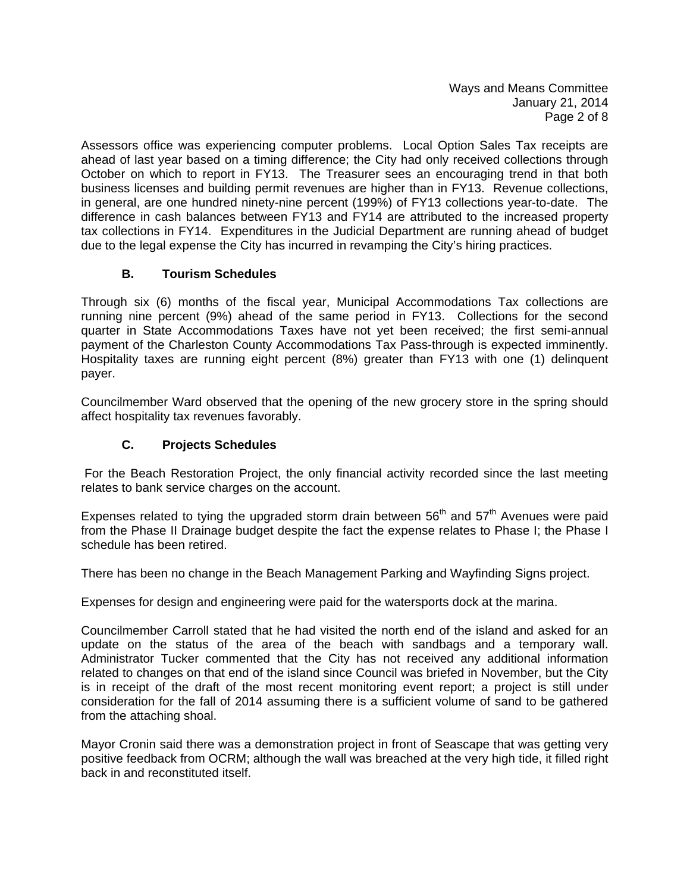Assessors office was experiencing computer problems. Local Option Sales Tax receipts are ahead of last year based on a timing difference; the City had only received collections through October on which to report in FY13. The Treasurer sees an encouraging trend in that both business licenses and building permit revenues are higher than in FY13. Revenue collections, in general, are one hundred ninety-nine percent (199%) of FY13 collections year-to-date. The difference in cash balances between FY13 and FY14 are attributed to the increased property tax collections in FY14. Expenditures in the Judicial Department are running ahead of budget due to the legal expense the City has incurred in revamping the City's hiring practices.

### B. Tourism Schedules

Through six (6) months of the fiscal year, Municipal Accommodations Tax collections are running nine percent (9%) ahead of the same period in FY13. Collections for the second quarter in State Accommodations Taxes have not yet been received; the first semi-annual payment of the Charleston County Accommodations Tax Pass-through is expected imminently. Hospitality taxes are running eight percent (8%) greater than FY13 with one (1) delinquent payer.

Councilmember Ward observed that the opening of the new grocery store in the spring should affect hospitality tax revenues favorably.

### C. Projects Schedules

For the Beach Restoration Project, the only financial activity recorded since the last meeting relates to bank service charges on the account.

Expenses related to tying the upgraded storm drain between 56th and 57th Avenues were paid from the Phase II Drainage budget despite the fact the expense relates to Phase I; the Phase I schedule has been retired.

There has been no change in the Beach Management Parking and Wayfinding Signs project.

Expenses for design and engineering were paid for the watersports dock at the marina.

Councilmember Carroll stated that he had visited the north end of the island and asked for an update on the status of the area of the beach with sandbags and a temporary wall. Administrator Tucker commented that the City has not received any additional information related to changes on that end of the island since Council was briefed in November, but the City is in receipt of the draft of the most recent monitoring event report; a project is still under consideration for the fall of 2014 assuming there is a sufficient volume of sand to be gathered from the attaching shoal.

Mayor Cronin said there was a demonstration project in front of Seascape that was getting very positive feedback from OCRM; although the wall was breached at the very high tide, it filled right back in and reconstituted itself.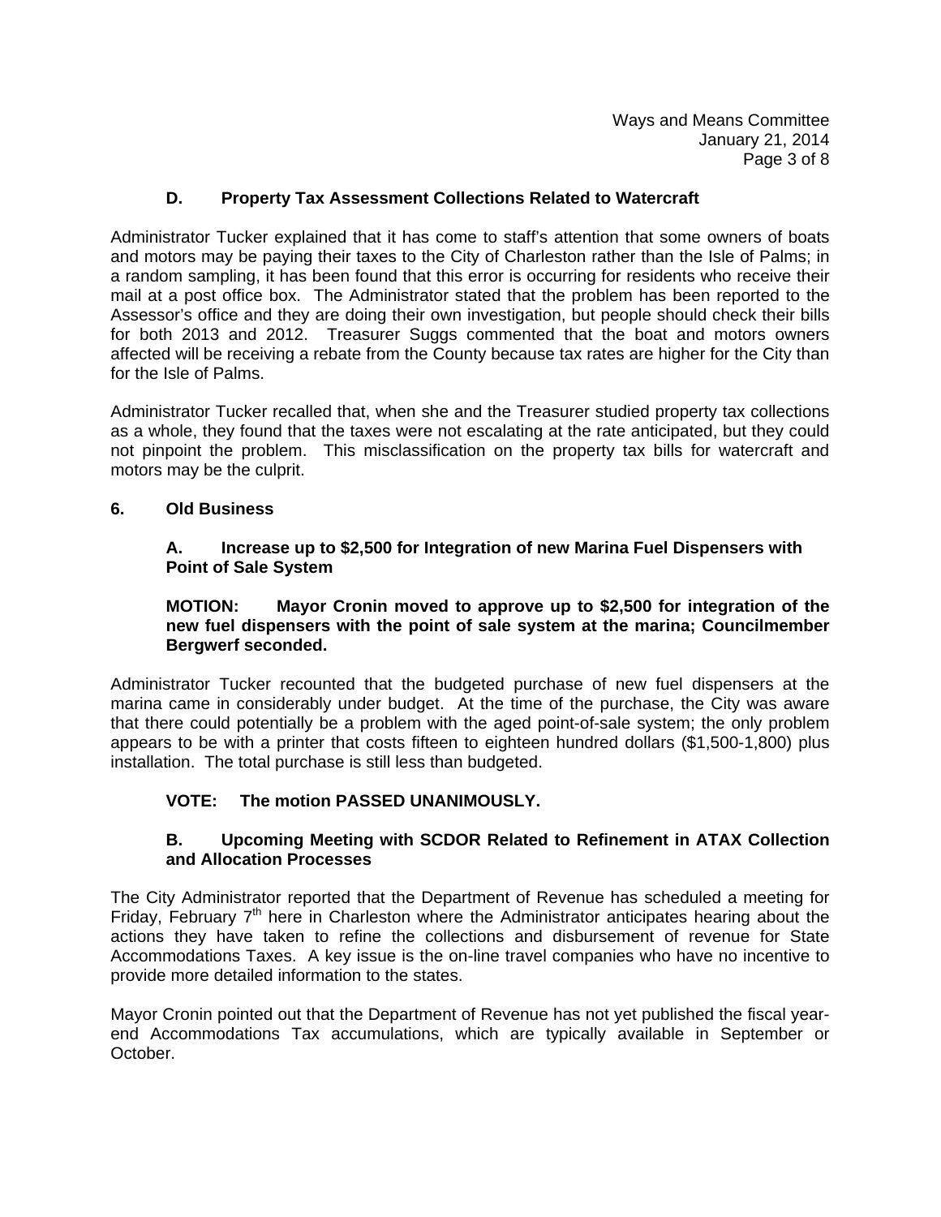### D. Property Tax Assessment Collections Related to Watercraft

Administrator Tucker explained that it has come to staff's attention that some owners of boats and motors may be paying their taxes to the City of Charleston rather than the Isle of Palms; in a random sampling, it has been found that this error is occurring for residents who receive their mail at a post office box. The Administrator stated that the problem has been reported to the Assessor's office and they are doing their own investigation, but people should check their bills for both 2013 and 2012. Treasurer Suggs commented that the boat and motors owners affected will be receiving a rebate from the County because tax rates are higher for the City than for the Isle of Palms.

Administrator Tucker recalled that, when she and the Treasurer studied property tax collections as a whole, they found that the taxes were not escalating at the rate anticipated, but they could not pinpoint the problem. This misclassification on the property tax bills for watercraft and motors may be the culprit.

## 6. Old Business

### A. Increase up to $2,500 for Integration of new Marina Fuel Dispensers with Point of Sale System

**MOTION: Mayor Cronin moved to approve up to $2,500 for integration of the new fuel dispensers with the point of sale system at the marina; Councilmember Bergwerf seconded.**

Administrator Tucker recounted that the budgeted purchase of new fuel dispensers at the marina came in considerably under budget. At the time of the purchase, the City was aware that there could potentially be a problem with the aged point-of-sale system; the only problem appears to be with a printer that costs fifteen to eighteen hundred dollars ($1,500-1,800) plus installation. The total purchase is still less than budgeted.

**VOTE: The motion PASSED UNANIMOUSLY.**

### B. Upcoming Meeting with SCDOR Related to Refinement in ATAX Collection and Allocation Processes

The City Administrator reported that the Department of Revenue has scheduled a meeting for Friday, February 7th here in Charleston where the Administrator anticipates hearing about the actions they have taken to refine the collections and disbursement of revenue for State Accommodations Taxes. A key issue is the on-line travel companies who have no incentive to provide more detailed information to the states.

Mayor Cronin pointed out that the Department of Revenue has not yet published the fiscal year-end Accommodations Tax accumulations, which are typically available in September or October.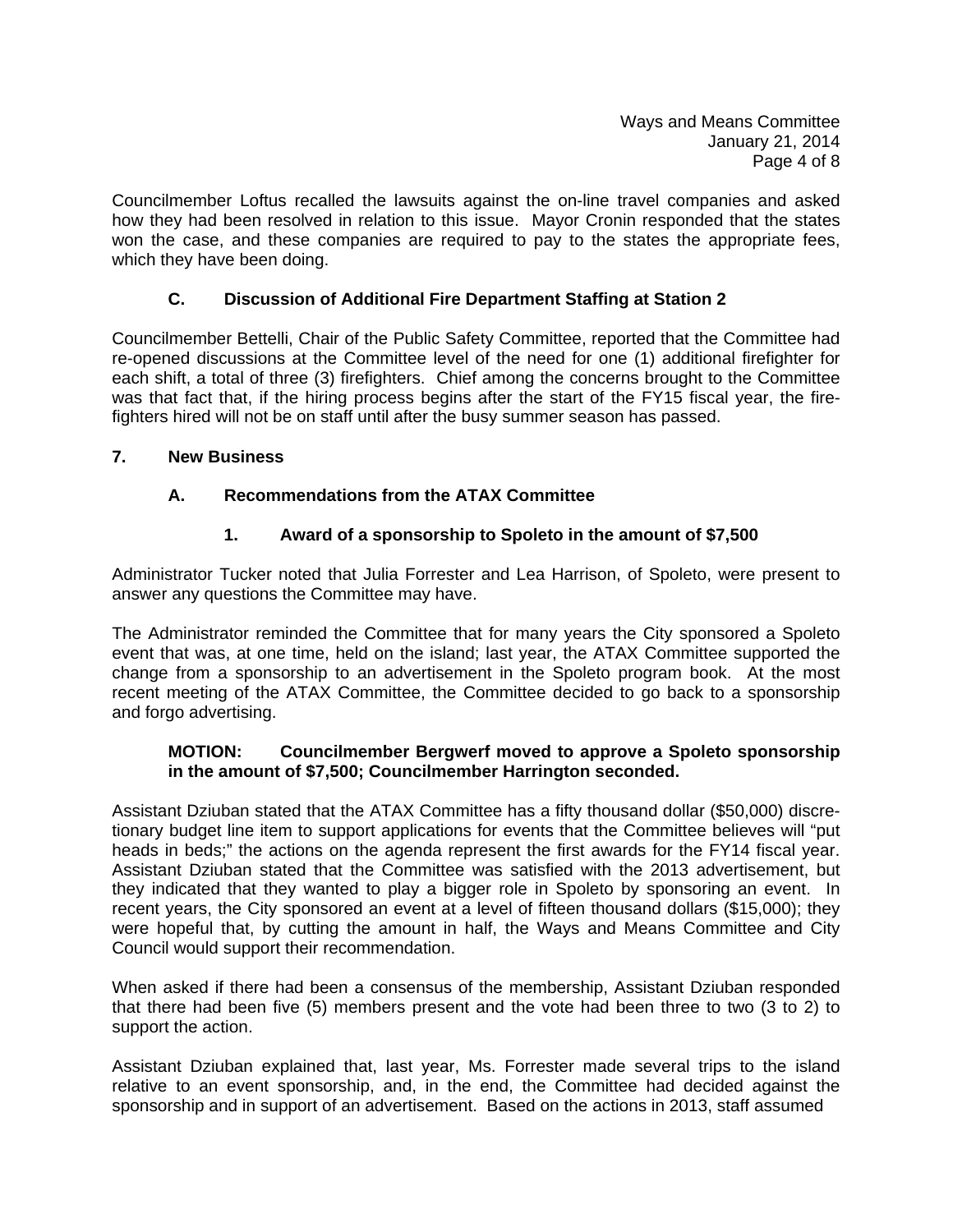Councilmember Loftus recalled the lawsuits against the on-line travel companies and asked how they had been resolved in relation to this issue. Mayor Cronin responded that the states won the case, and these companies are required to pay to the states the appropriate fees, which they have been doing.

### C. Discussion of Additional Fire Department Staffing at Station 2

Councilmember Bettelli, Chair of the Public Safety Committee, reported that the Committee had re-opened discussions at the Committee level of the need for one (1) additional firefighter for each shift, a total of three (3) firefighters. Chief among the concerns brought to the Committee was that fact that, if the hiring process begins after the start of the FY15 fiscal year, the fire-fighters hired will not be on staff until after the busy summer season has passed.

## 7. New Business

### A. Recommendations from the ATAX Committee

#### 1. Award of a sponsorship to Spoleto in the amount of $7,500

Administrator Tucker noted that Julia Forrester and Lea Harrison, of Spoleto, were present to answer any questions the Committee may have.

The Administrator reminded the Committee that for many years the City sponsored a Spoleto event that was, at one time, held on the island; last year, the ATAX Committee supported the change from a sponsorship to an advertisement in the Spoleto program book. At the most recent meeting of the ATAX Committee, the Committee decided to go back to a sponsorship and forgo advertising.

> **MOTION: Councilmember Bergwerf moved to approve a Spoleto sponsorship in the amount of $7,500; Councilmember Harrington seconded.**

Assistant Dziuban stated that the ATAX Committee has a fifty thousand dollar ($50,000) discretionary budget line item to support applications for events that the Committee believes will "put heads in beds;" the actions on the agenda represent the first awards for the FY14 fiscal year. Assistant Dziuban stated that the Committee was satisfied with the 2013 advertisement, but they indicated that they wanted to play a bigger role in Spoleto by sponsoring an event. In recent years, the City sponsored an event at a level of fifteen thousand dollars ($15,000); they were hopeful that, by cutting the amount in half, the Ways and Means Committee and City Council would support their recommendation.

When asked if there had been a consensus of the membership, Assistant Dziuban responded that there had been five (5) members present and the vote had been three to two (3 to 2) to support the action.

Assistant Dziuban explained that, last year, Ms. Forrester made several trips to the island relative to an event sponsorship, and, in the end, the Committee had decided against the sponsorship and in support of an advertisement. Based on the actions in 2013, staff assumed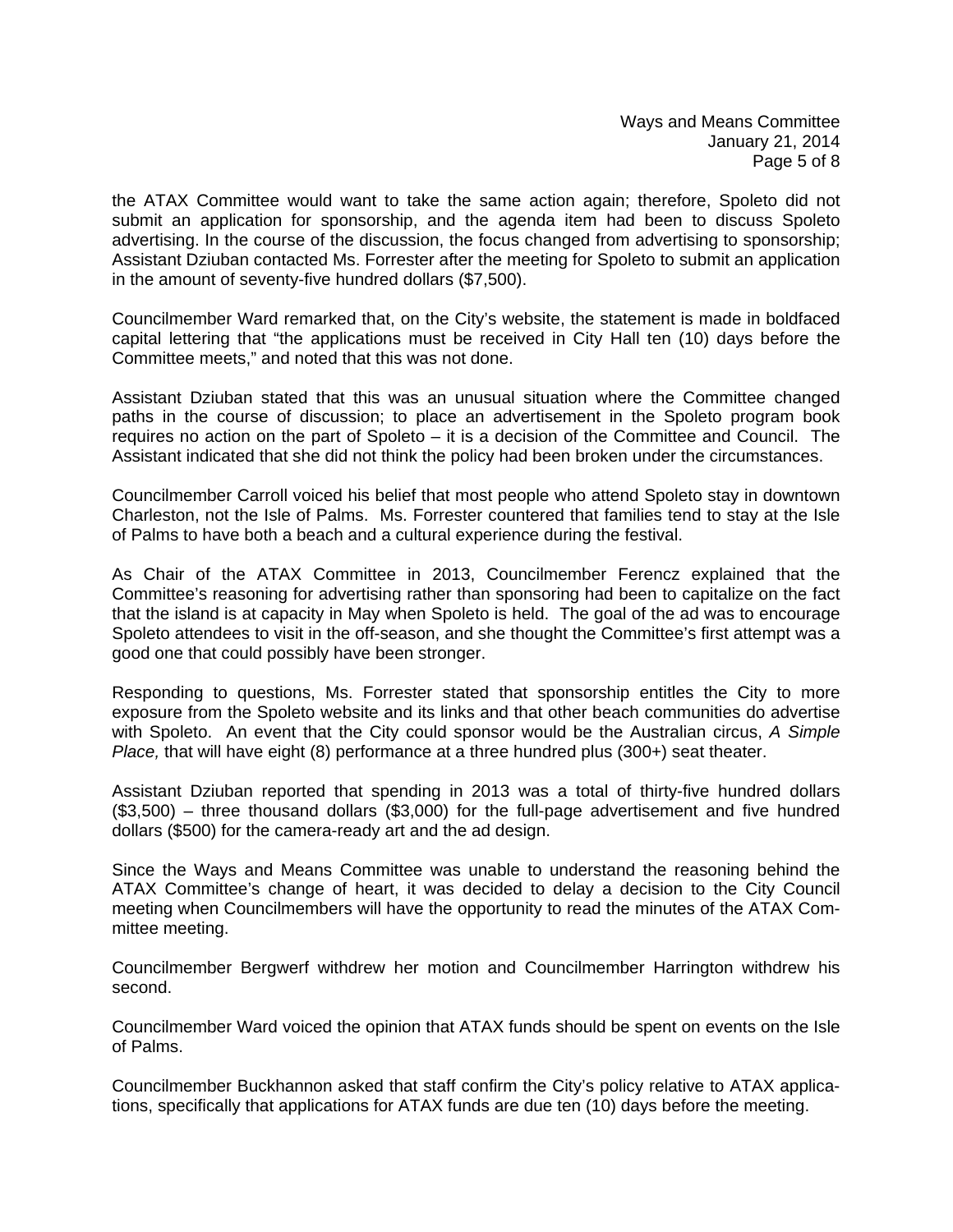the ATAX Committee would want to take the same action again; therefore, Spoleto did not submit an application for sponsorship, and the agenda item had been to discuss Spoleto advertising. In the course of the discussion, the focus changed from advertising to sponsorship; Assistant Dziuban contacted Ms. Forrester after the meeting for Spoleto to submit an application in the amount of seventy-five hundred dollars ($7,500).

Councilmember Ward remarked that, on the City's website, the statement is made in boldfaced capital lettering that "the applications must be received in City Hall ten (10) days before the Committee meets," and noted that this was not done.

Assistant Dziuban stated that this was an unusual situation where the Committee changed paths in the course of discussion; to place an advertisement in the Spoleto program book requires no action on the part of Spoleto – it is a decision of the Committee and Council. The Assistant indicated that she did not think the policy had been broken under the circumstances.

Councilmember Carroll voiced his belief that most people who attend Spoleto stay in downtown Charleston, not the Isle of Palms. Ms. Forrester countered that families tend to stay at the Isle of Palms to have both a beach and a cultural experience during the festival.

As Chair of the ATAX Committee in 2013, Councilmember Ferencz explained that the Committee's reasoning for advertising rather than sponsoring had been to capitalize on the fact that the island is at capacity in May when Spoleto is held. The goal of the ad was to encourage Spoleto attendees to visit in the off-season, and she thought the Committee's first attempt was a good one that could possibly have been stronger.

Responding to questions, Ms. Forrester stated that sponsorship entitles the City to more exposure from the Spoleto website and its links and that other beach communities do advertise with Spoleto. An event that the City could sponsor would be the Australian circus, *A Simple Place,* that will have eight (8) performance at a three hundred plus (300+) seat theater.

Assistant Dziuban reported that spending in 2013 was a total of thirty-five hundred dollars ($3,500) – three thousand dollars ($3,000) for the full-page advertisement and five hundred dollars ($500) for the camera-ready art and the ad design.

Since the Ways and Means Committee was unable to understand the reasoning behind the ATAX Committee's change of heart, it was decided to delay a decision to the City Council meeting when Councilmembers will have the opportunity to read the minutes of the ATAX Committee meeting.

Councilmember Bergwerf withdrew her motion and Councilmember Harrington withdrew his second.

Councilmember Ward voiced the opinion that ATAX funds should be spent on events on the Isle of Palms.

Councilmember Buckhannon asked that staff confirm the City's policy relative to ATAX applications, specifically that applications for ATAX funds are due ten (10) days before the meeting.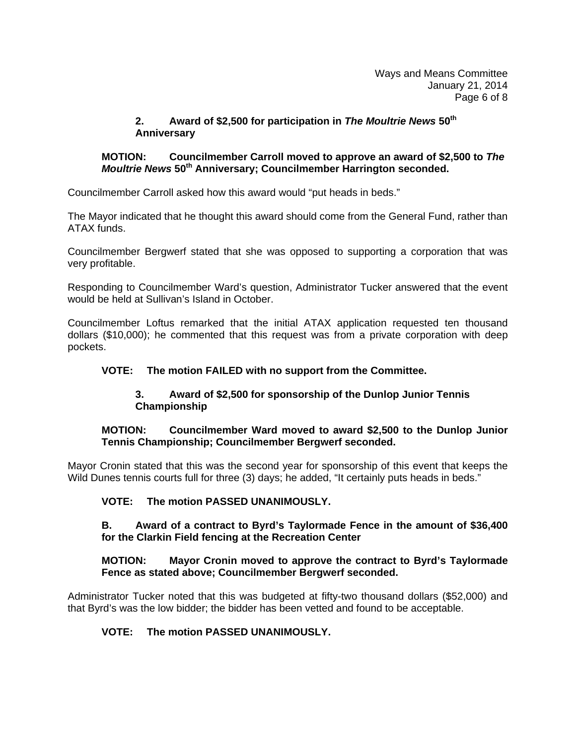**2. Award of $2,500 for participation in *The Moultrie News* 50th Anniversary**

**MOTION: Councilmember Carroll moved to approve an award of $2,500 to *The Moultrie News* 50th Anniversary; Councilmember Harrington seconded.**

Councilmember Carroll asked how this award would "put heads in beds."

The Mayor indicated that he thought this award should come from the General Fund, rather than ATAX funds.

Councilmember Bergwerf stated that she was opposed to supporting a corporation that was very profitable.

Responding to Councilmember Ward's question, Administrator Tucker answered that the event would be held at Sullivan's Island in October.

Councilmember Loftus remarked that the initial ATAX application requested ten thousand dollars ($10,000); he commented that this request was from a private corporation with deep pockets.

**VOTE: The motion FAILED with no support from the Committee.**

**3. Award of $2,500 for sponsorship of the Dunlop Junior Tennis Championship**

**MOTION: Councilmember Ward moved to award $2,500 to the Dunlop Junior Tennis Championship; Councilmember Bergwerf seconded.**

Mayor Cronin stated that this was the second year for sponsorship of this event that keeps the Wild Dunes tennis courts full for three (3) days; he added, "It certainly puts heads in beds."

**VOTE: The motion PASSED UNANIMOUSLY.**

**B. Award of a contract to Byrd's Taylormade Fence in the amount of $36,400 for the Clarkin Field fencing at the Recreation Center**

**MOTION: Mayor Cronin moved to approve the contract to Byrd's Taylormade Fence as stated above; Councilmember Bergwerf seconded.**

Administrator Tucker noted that this was budgeted at fifty-two thousand dollars ($52,000) and that Byrd's was the low bidder; the bidder has been vetted and found to be acceptable.

**VOTE: The motion PASSED UNANIMOUSLY.**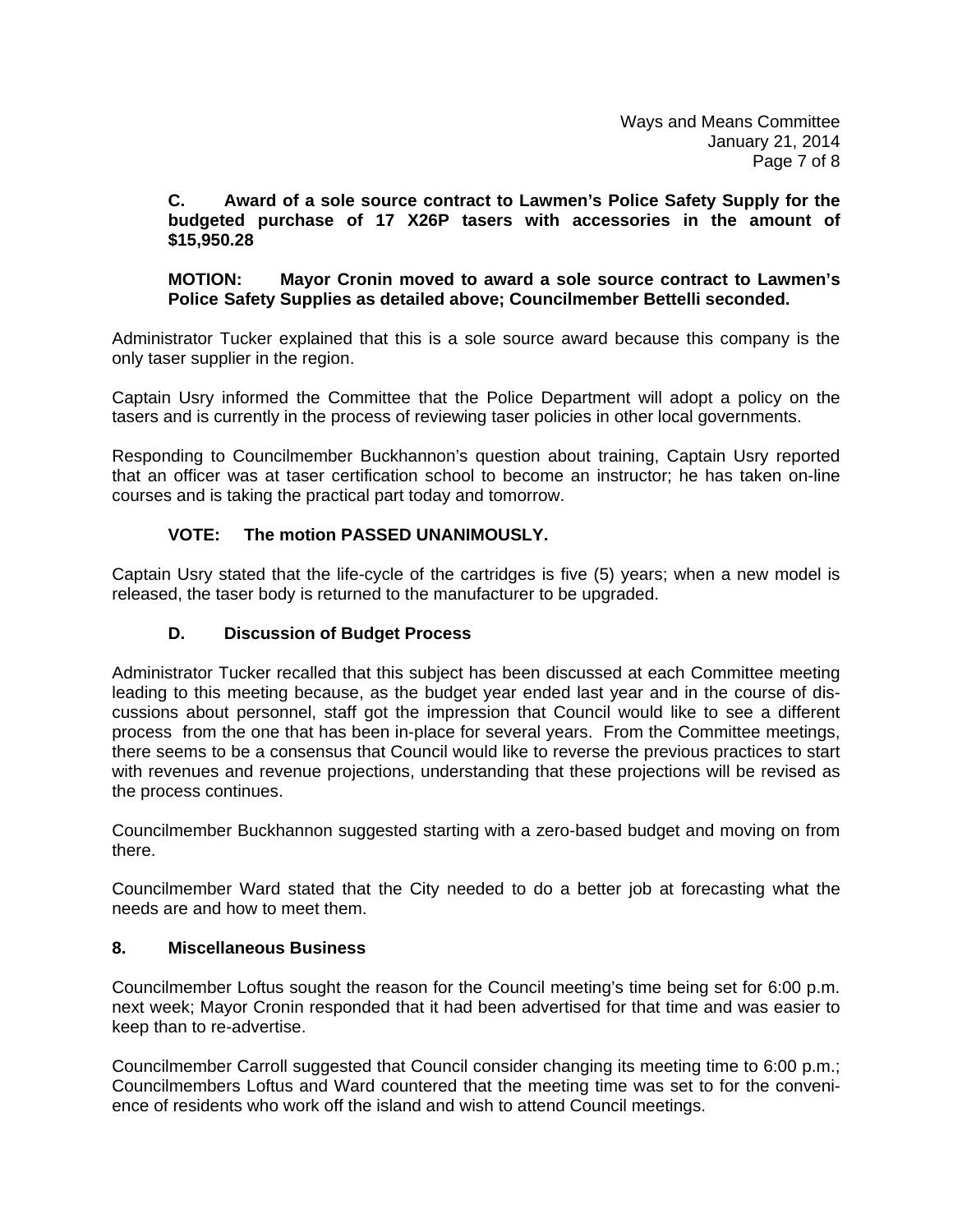**C. Award of a sole source contract to Lawmen's Police Safety Supply for the budgeted purchase of 17 X26P tasers with accessories in the amount of $15,950.28**

**MOTION: Mayor Cronin moved to award a sole source contract to Lawmen's Police Safety Supplies as detailed above; Councilmember Bettelli seconded.**

Administrator Tucker explained that this is a sole source award because this company is the only taser supplier in the region.

Captain Usry informed the Committee that the Police Department will adopt a policy on the tasers and is currently in the process of reviewing taser policies in other local governments.

Responding to Councilmember Buckhannon's question about training, Captain Usry reported that an officer was at taser certification school to become an instructor; he has taken on-line courses and is taking the practical part today and tomorrow.

**VOTE: The motion PASSED UNANIMOUSLY.**

Captain Usry stated that the life-cycle of the cartridges is five (5) years; when a new model is released, the taser body is returned to the manufacturer to be upgraded.

**D. Discussion of Budget Process**

Administrator Tucker recalled that this subject has been discussed at each Committee meeting leading to this meeting because, as the budget year ended last year and in the course of discussions about personnel, staff got the impression that Council would like to see a different process from the one that has been in-place for several years. From the Committee meetings, there seems to be a consensus that Council would like to reverse the previous practices to start with revenues and revenue projections, understanding that these projections will be revised as the process continues.

Councilmember Buckhannon suggested starting with a zero-based budget and moving on from there.

Councilmember Ward stated that the City needed to do a better job at forecasting what the needs are and how to meet them.

**8. Miscellaneous Business**

Councilmember Loftus sought the reason for the Council meeting's time being set for 6:00 p.m. next week; Mayor Cronin responded that it had been advertised for that time and was easier to keep than to re-advertise.

Councilmember Carroll suggested that Council consider changing its meeting time to 6:00 p.m.; Councilmembers Loftus and Ward countered that the meeting time was set to for the convenience of residents who work off the island and wish to attend Council meetings.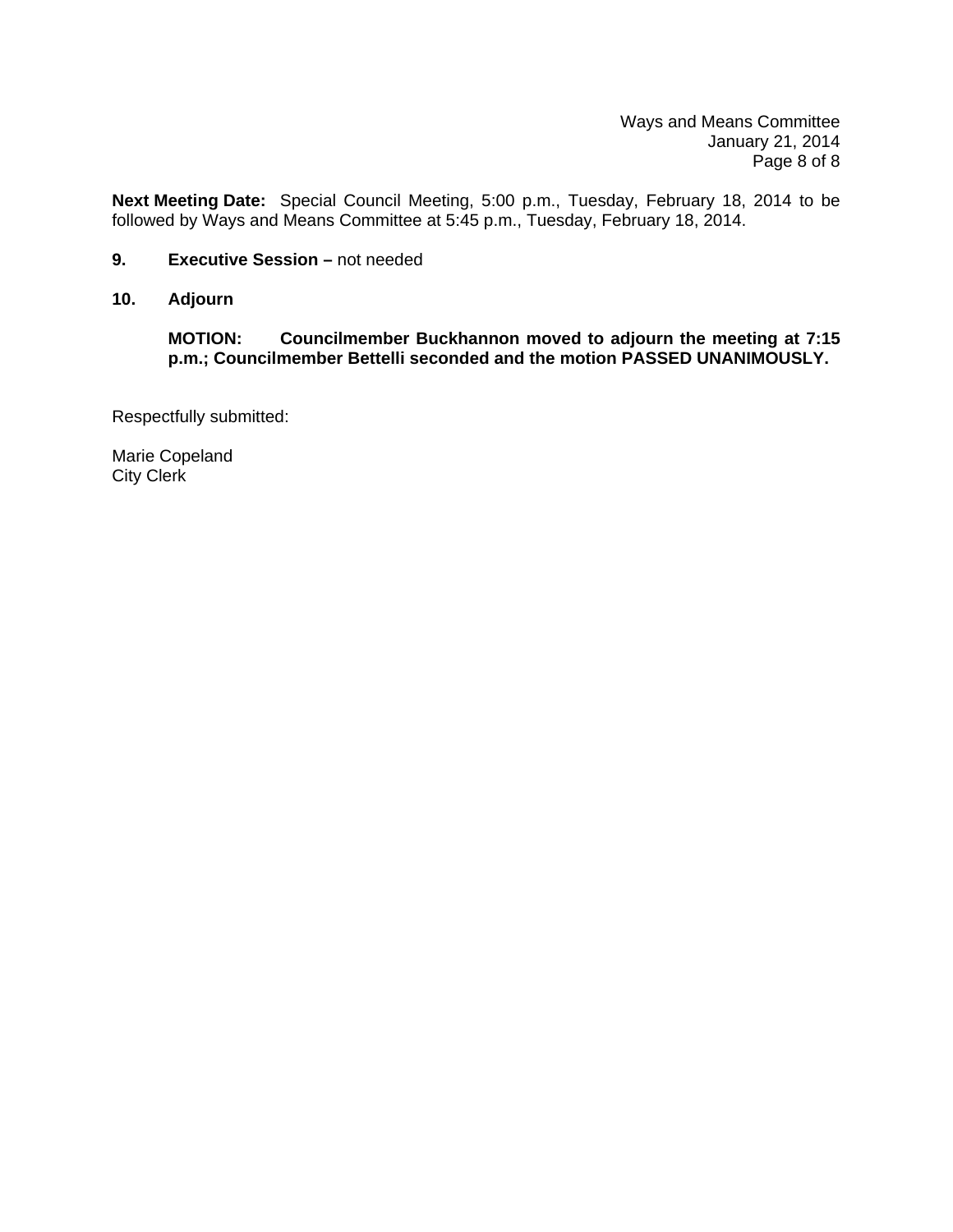**Next Meeting Date:** Special Council Meeting, 5:00 p.m., Tuesday, February 18, 2014 to be followed by Ways and Means Committee at 5:45 p.m., Tuesday, February 18, 2014.

**9. Executive Session –** not needed

**10. Adjourn**

**MOTION: Councilmember Buckhannon moved to adjourn the meeting at 7:15 p.m.; Councilmember Bettelli seconded and the motion PASSED UNANIMOUSLY.**

Respectfully submitted:

Marie Copeland
City Clerk